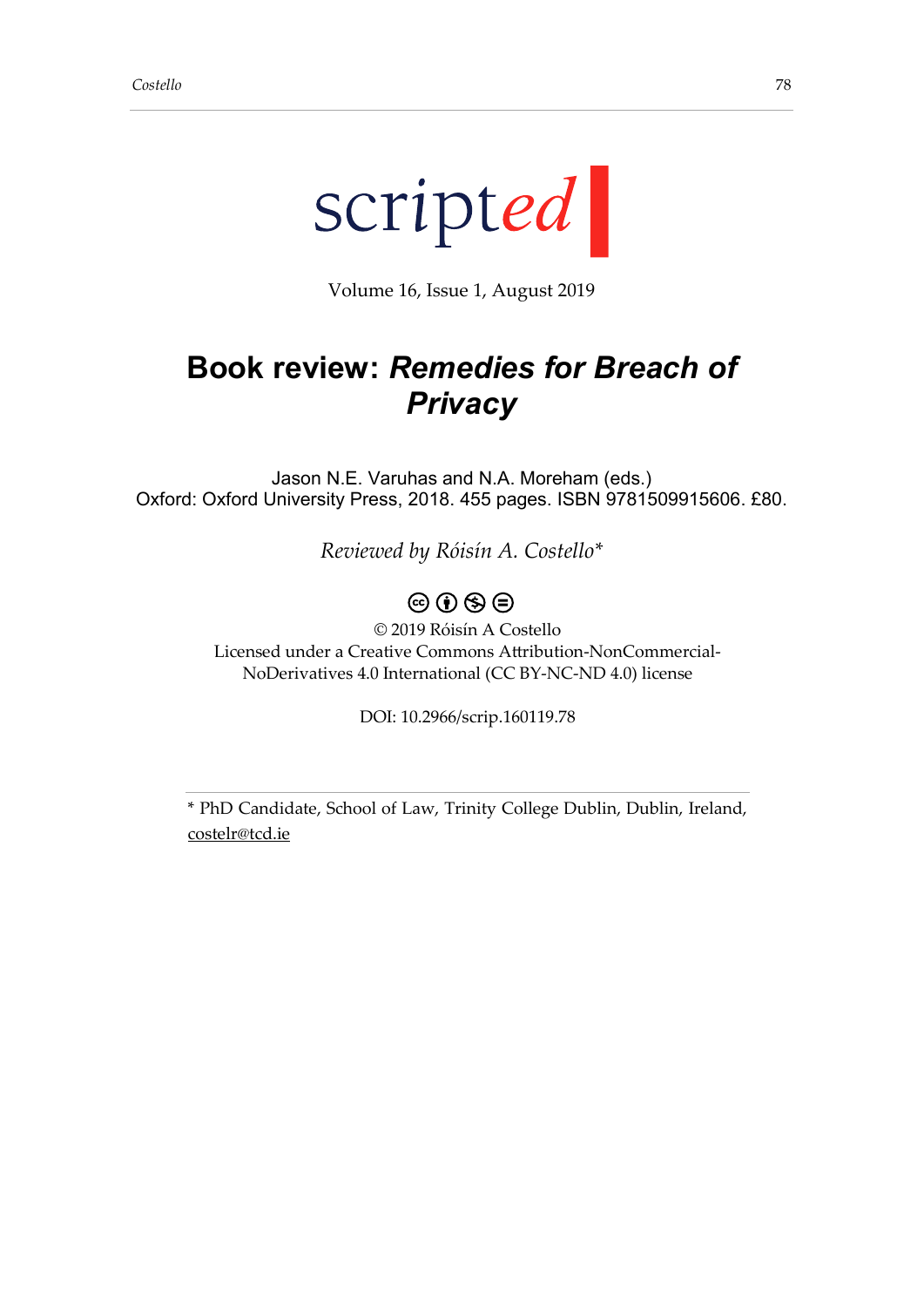scripted

Volume 16, Issue 1, August 2019

# Book review: *Remedies for Breach of Privacy*

Jason N.E. Varuhas and N.A. Moreham (eds.)
Oxford: Oxford University Press, 2018. 455 pages. ISBN 9781509915606. £80.

*Reviewed by Róisín A. Costello**

© 2019 Róisín A Costello
Licensed under a Creative Commons Attribution-NonCommercial-NoDerivatives 4.0 International (CC BY-NC-ND 4.0) license

DOI: 10.2966/scrip.160119.78

---

* PhD Candidate, School of Law, Trinity College Dublin, Dublin, Ireland, costelr@tcd.ie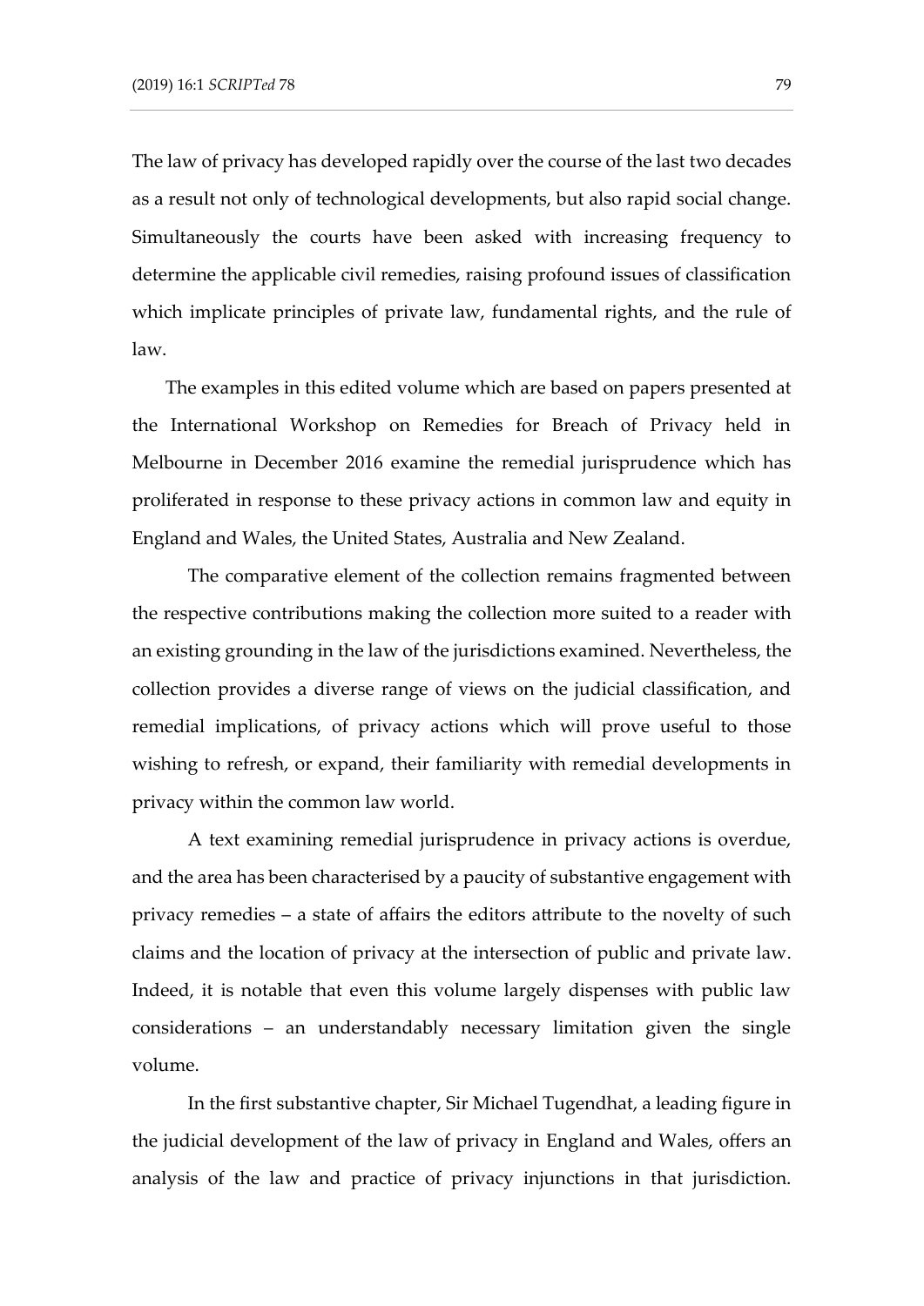The law of privacy has developed rapidly over the course of the last two decades as a result not only of technological developments, but also rapid social change. Simultaneously the courts have been asked with increasing frequency to determine the applicable civil remedies, raising profound issues of classification which implicate principles of private law, fundamental rights, and the rule of law.

The examples in this edited volume which are based on papers presented at the International Workshop on Remedies for Breach of Privacy held in Melbourne in December 2016 examine the remedial jurisprudence which has proliferated in response to these privacy actions in common law and equity in England and Wales, the United States, Australia and New Zealand.

The comparative element of the collection remains fragmented between the respective contributions making the collection more suited to a reader with an existing grounding in the law of the jurisdictions examined. Nevertheless, the collection provides a diverse range of views on the judicial classification, and remedial implications, of privacy actions which will prove useful to those wishing to refresh, or expand, their familiarity with remedial developments in privacy within the common law world.

A text examining remedial jurisprudence in privacy actions is overdue, and the area has been characterised by a paucity of substantive engagement with privacy remedies – a state of affairs the editors attribute to the novelty of such claims and the location of privacy at the intersection of public and private law. Indeed, it is notable that even this volume largely dispenses with public law considerations – an understandably necessary limitation given the single volume.

In the first substantive chapter, Sir Michael Tugendhat, a leading figure in the judicial development of the law of privacy in England and Wales, offers an analysis of the law and practice of privacy injunctions in that jurisdiction.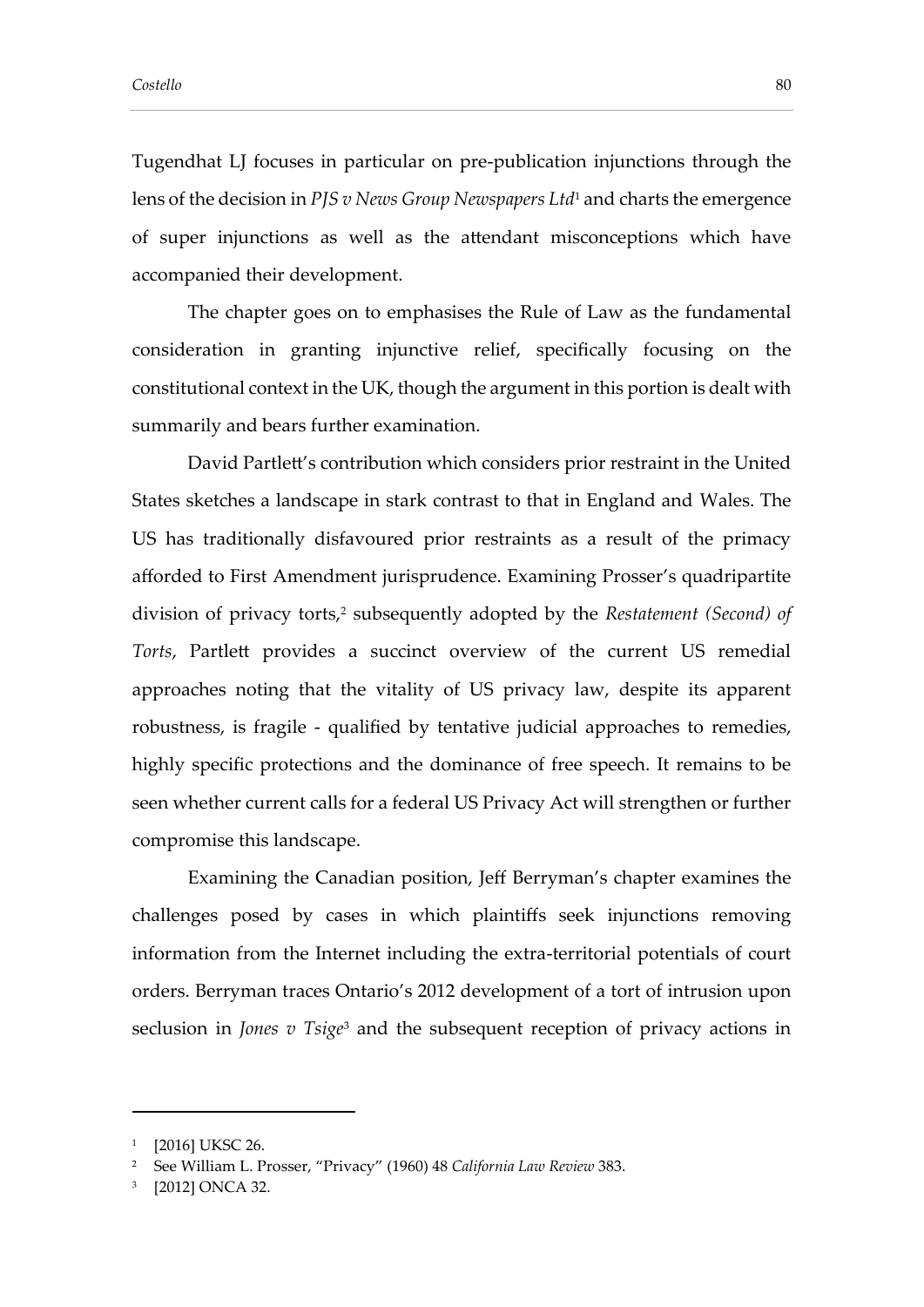Tugendhat LJ focuses in particular on pre-publication injunctions through the lens of the decision in *PJS v News Group Newspapers Ltd*[1] and charts the emergence of super injunctions as well as the attendant misconceptions which have accompanied their development.

The chapter goes on to emphasises the Rule of Law as the fundamental consideration in granting injunctive relief, specifically focusing on the constitutional context in the UK, though the argument in this portion is dealt with summarily and bears further examination.

David Partlett's contribution which considers prior restraint in the United States sketches a landscape in stark contrast to that in England and Wales. The US has traditionally disfavoured prior restraints as a result of the primacy afforded to First Amendment jurisprudence. Examining Prosser's quadripartite division of privacy torts,[2] subsequently adopted by the *Restatement (Second) of Torts*, Partlett provides a succinct overview of the current US remedial approaches noting that the vitality of US privacy law, despite its apparent robustness, is fragile - qualified by tentative judicial approaches to remedies, highly specific protections and the dominance of free speech. It remains to be seen whether current calls for a federal US Privacy Act will strengthen or further compromise this landscape.

Examining the Canadian position, Jeff Berryman's chapter examines the challenges posed by cases in which plaintiffs seek injunctions removing information from the Internet including the extra-territorial potentials of court orders. Berryman traces Ontario's 2012 development of a tort of intrusion upon seclusion in *Jones v Tsige*[3] and the subsequent reception of privacy actions in

---

[1] [2016] UKSC 26.

[2] See William L. Prosser, "Privacy" (1960) 48 *California Law Review* 383.

[3] [2012] ONCA 32.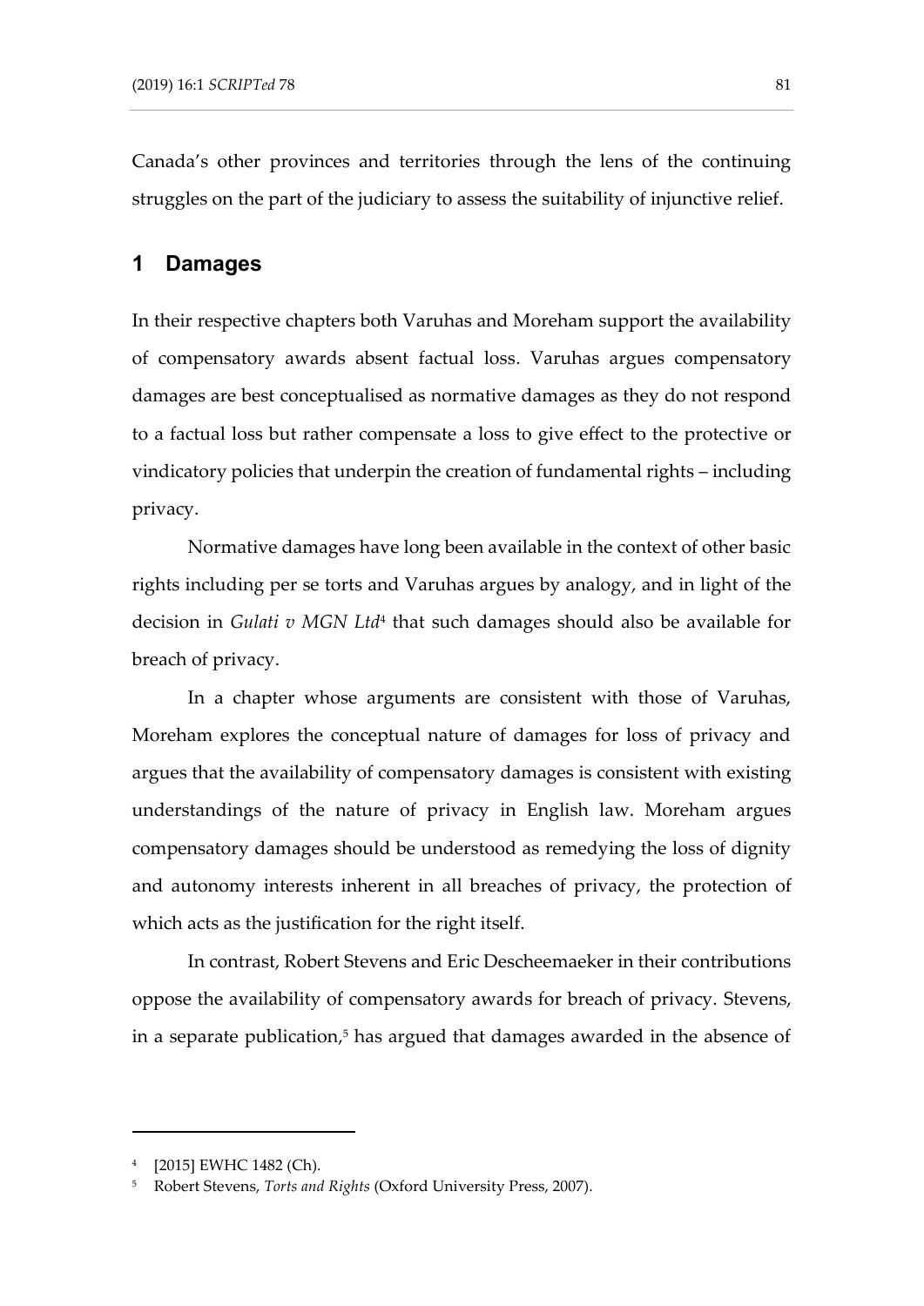Canada's other provinces and territories through the lens of the continuing struggles on the part of the judiciary to assess the suitability of injunctive relief.

## 1 Damages

In their respective chapters both Varuhas and Moreham support the availability of compensatory awards absent factual loss. Varuhas argues compensatory damages are best conceptualised as normative damages as they do not respond to a factual loss but rather compensate a loss to give effect to the protective or vindicatory policies that underpin the creation of fundamental rights – including privacy.

Normative damages have long been available in the context of other basic rights including per se torts and Varuhas argues by analogy, and in light of the decision in *Gulati v MGN Ltd*[4] that such damages should also be available for breach of privacy.

In a chapter whose arguments are consistent with those of Varuhas, Moreham explores the conceptual nature of damages for loss of privacy and argues that the availability of compensatory damages is consistent with existing understandings of the nature of privacy in English law. Moreham argues compensatory damages should be understood as remedying the loss of dignity and autonomy interests inherent in all breaches of privacy, the protection of which acts as the justification for the right itself.

In contrast, Robert Stevens and Eric Descheemaeker in their contributions oppose the availability of compensatory awards for breach of privacy. Stevens, in a separate publication,[5] has argued that damages awarded in the absence of

---

[4] [2015] EWHC 1482 (Ch).

[5] Robert Stevens, *Torts and Rights* (Oxford University Press, 2007).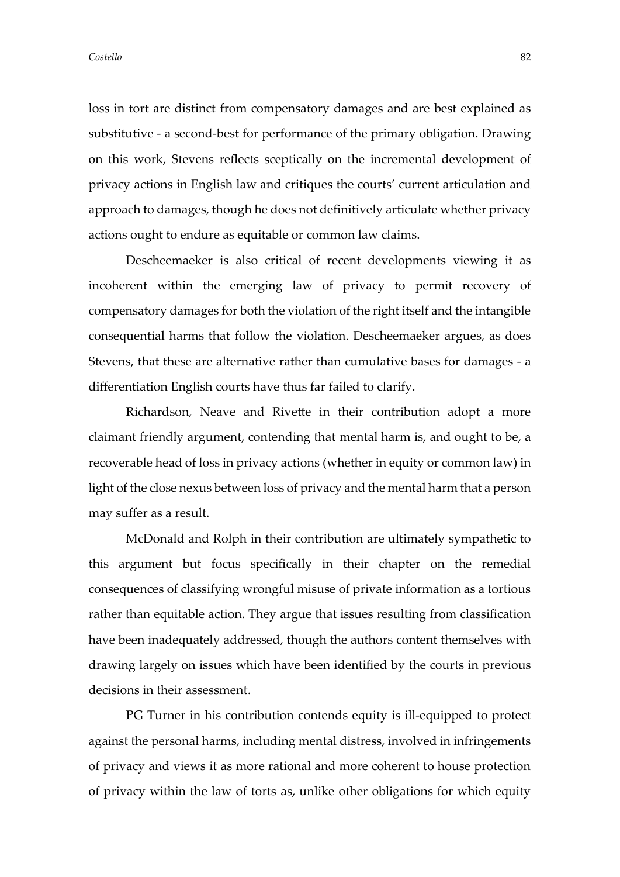loss in tort are distinct from compensatory damages and are best explained as substitutive - a second-best for performance of the primary obligation. Drawing on this work, Stevens reflects sceptically on the incremental development of privacy actions in English law and critiques the courts' current articulation and approach to damages, though he does not definitively articulate whether privacy actions ought to endure as equitable or common law claims.

Descheemaeker is also critical of recent developments viewing it as incoherent within the emerging law of privacy to permit recovery of compensatory damages for both the violation of the right itself and the intangible consequential harms that follow the violation. Descheemaeker argues, as does Stevens, that these are alternative rather than cumulative bases for damages - a differentiation English courts have thus far failed to clarify.

Richardson, Neave and Rivette in their contribution adopt a more claimant friendly argument, contending that mental harm is, and ought to be, a recoverable head of loss in privacy actions (whether in equity or common law) in light of the close nexus between loss of privacy and the mental harm that a person may suffer as a result.

McDonald and Rolph in their contribution are ultimately sympathetic to this argument but focus specifically in their chapter on the remedial consequences of classifying wrongful misuse of private information as a tortious rather than equitable action. They argue that issues resulting from classification have been inadequately addressed, though the authors content themselves with drawing largely on issues which have been identified by the courts in previous decisions in their assessment.

PG Turner in his contribution contends equity is ill-equipped to protect against the personal harms, including mental distress, involved in infringements of privacy and views it as more rational and more coherent to house protection of privacy within the law of torts as, unlike other obligations for which equity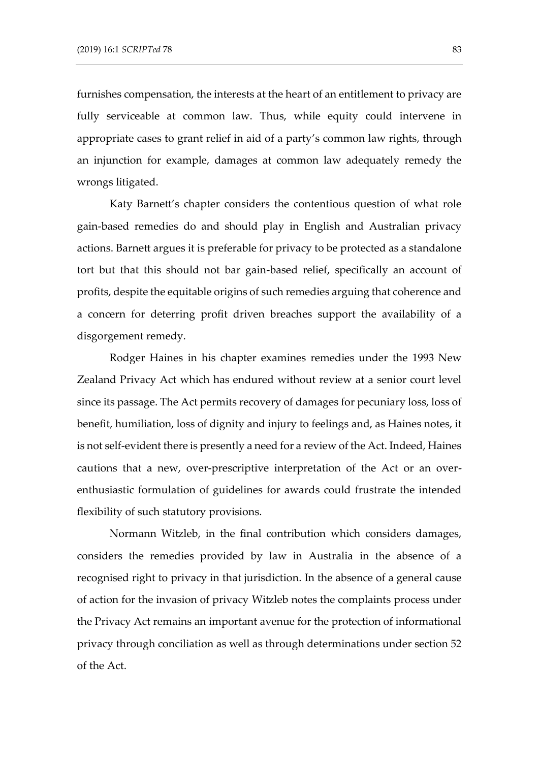furnishes compensation, the interests at the heart of an entitlement to privacy are fully serviceable at common law. Thus, while equity could intervene in appropriate cases to grant relief in aid of a party's common law rights, through an injunction for example, damages at common law adequately remedy the wrongs litigated.

Katy Barnett's chapter considers the contentious question of what role gain-based remedies do and should play in English and Australian privacy actions. Barnett argues it is preferable for privacy to be protected as a standalone tort but that this should not bar gain-based relief, specifically an account of profits, despite the equitable origins of such remedies arguing that coherence and a concern for deterring profit driven breaches support the availability of a disgorgement remedy.

Rodger Haines in his chapter examines remedies under the 1993 New Zealand Privacy Act which has endured without review at a senior court level since its passage. The Act permits recovery of damages for pecuniary loss, loss of benefit, humiliation, loss of dignity and injury to feelings and, as Haines notes, it is not self-evident there is presently a need for a review of the Act. Indeed, Haines cautions that a new, over-prescriptive interpretation of the Act or an over-enthusiastic formulation of guidelines for awards could frustrate the intended flexibility of such statutory provisions.

Normann Witzleb, in the final contribution which considers damages, considers the remedies provided by law in Australia in the absence of a recognised right to privacy in that jurisdiction. In the absence of a general cause of action for the invasion of privacy Witzleb notes the complaints process under the Privacy Act remains an important avenue for the protection of informational privacy through conciliation as well as through determinations under section 52 of the Act.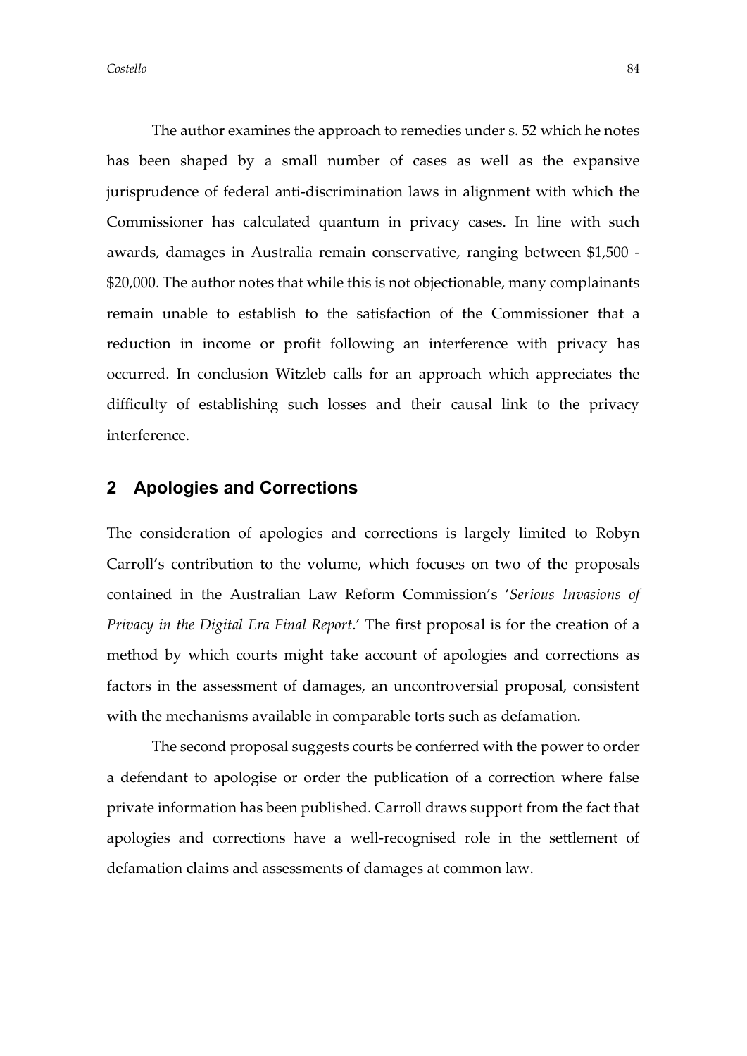The author examines the approach to remedies under s. 52 which he notes has been shaped by a small number of cases as well as the expansive jurisprudence of federal anti-discrimination laws in alignment with which the Commissioner has calculated quantum in privacy cases. In line with such awards, damages in Australia remain conservative, ranging between $1,500 - $20,000. The author notes that while this is not objectionable, many complainants remain unable to establish to the satisfaction of the Commissioner that a reduction in income or profit following an interference with privacy has occurred. In conclusion Witzleb calls for an approach which appreciates the difficulty of establishing such losses and their causal link to the privacy interference.

## 2 Apologies and Corrections

The consideration of apologies and corrections is largely limited to Robyn Carroll's contribution to the volume, which focuses on two of the proposals contained in the Australian Law Reform Commission's '*Serious Invasions of Privacy in the Digital Era Final Report*.' The first proposal is for the creation of a method by which courts might take account of apologies and corrections as factors in the assessment of damages, an uncontroversial proposal, consistent with the mechanisms available in comparable torts such as defamation.

The second proposal suggests courts be conferred with the power to order a defendant to apologise or order the publication of a correction where false private information has been published. Carroll draws support from the fact that apologies and corrections have a well-recognised role in the settlement of defamation claims and assessments of damages at common law.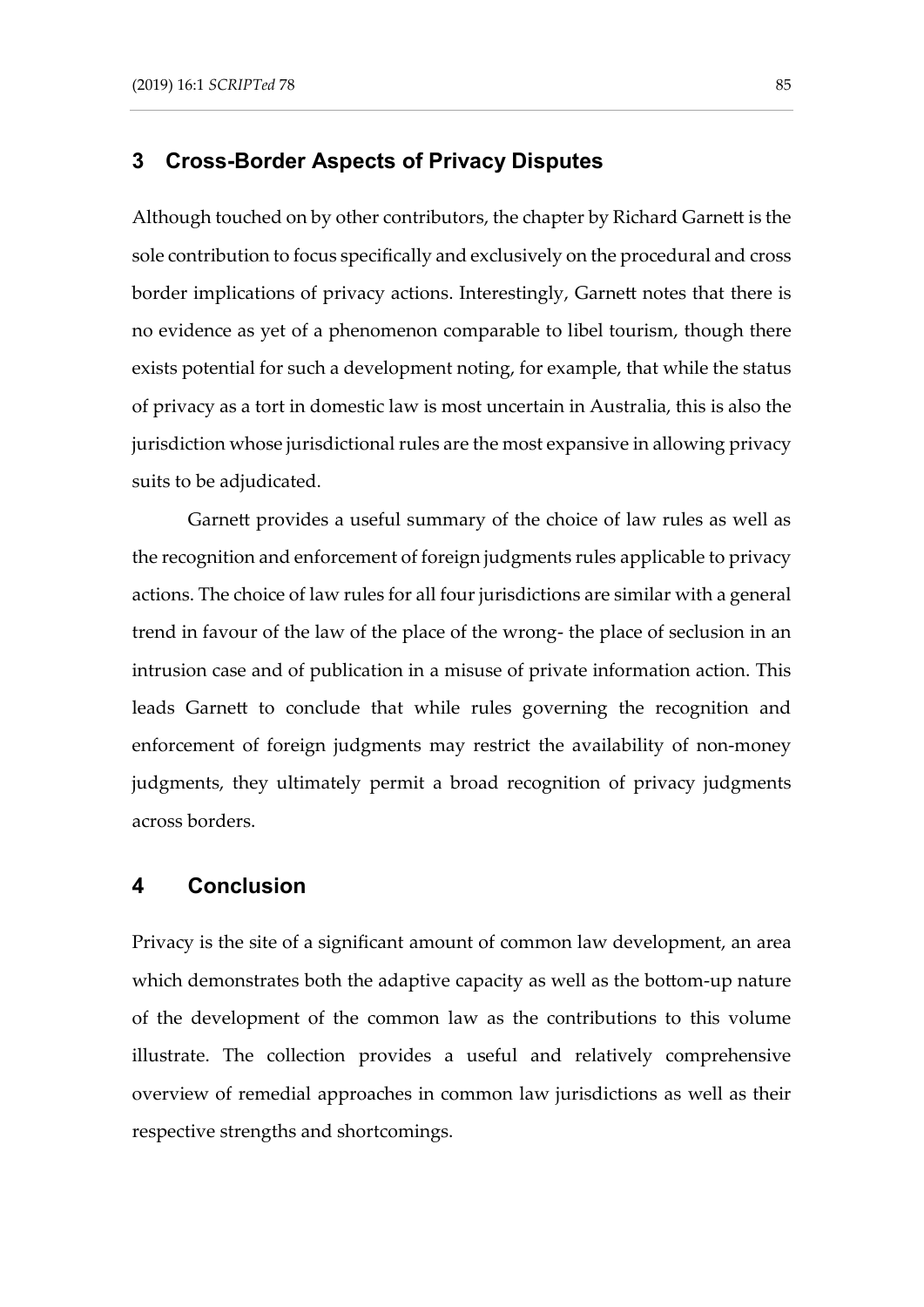## 3 Cross-Border Aspects of Privacy Disputes

Although touched on by other contributors, the chapter by Richard Garnett is the sole contribution to focus specifically and exclusively on the procedural and cross border implications of privacy actions. Interestingly, Garnett notes that there is no evidence as yet of a phenomenon comparable to libel tourism, though there exists potential for such a development noting, for example, that while the status of privacy as a tort in domestic law is most uncertain in Australia, this is also the jurisdiction whose jurisdictional rules are the most expansive in allowing privacy suits to be adjudicated.

Garnett provides a useful summary of the choice of law rules as well as the recognition and enforcement of foreign judgments rules applicable to privacy actions. The choice of law rules for all four jurisdictions are similar with a general trend in favour of the law of the place of the wrong- the place of seclusion in an intrusion case and of publication in a misuse of private information action. This leads Garnett to conclude that while rules governing the recognition and enforcement of foreign judgments may restrict the availability of non-money judgments, they ultimately permit a broad recognition of privacy judgments across borders.

## 4 Conclusion

Privacy is the site of a significant amount of common law development, an area which demonstrates both the adaptive capacity as well as the bottom-up nature of the development of the common law as the contributions to this volume illustrate. The collection provides a useful and relatively comprehensive overview of remedial approaches in common law jurisdictions as well as their respective strengths and shortcomings.